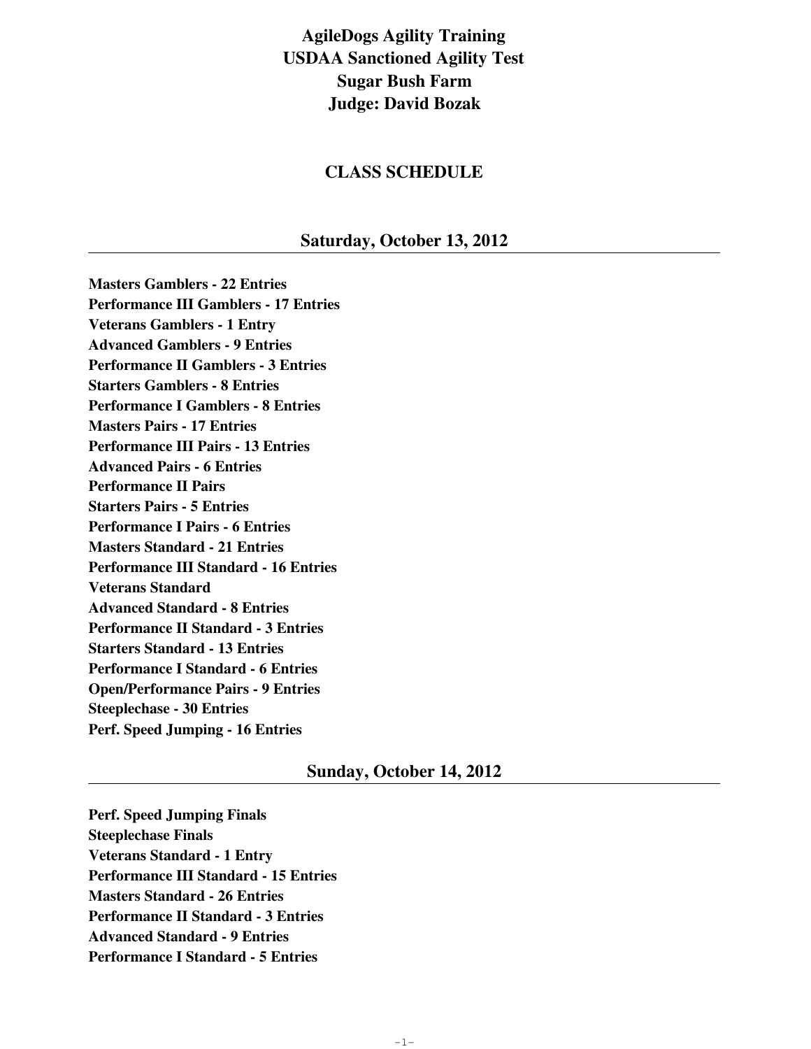# AgileDogs Agility Training
# USDAA Sanctioned Agility Test
# Sugar Bush Farm
# Judge: David Bozak

## CLASS SCHEDULE

## Saturday, October 13, 2012

**Masters Gamblers - 22 Entries**
**Performance III Gamblers - 17 Entries**
**Veterans Gamblers - 1 Entry**
**Advanced Gamblers - 9 Entries**
**Performance II Gamblers - 3 Entries**
**Starters Gamblers - 8 Entries**
**Performance I Gamblers - 8 Entries**
**Masters Pairs - 17 Entries**
**Performance III Pairs - 13 Entries**
**Advanced Pairs - 6 Entries**
**Performance II Pairs**
**Starters Pairs - 5 Entries**
**Performance I Pairs - 6 Entries**
**Masters Standard - 21 Entries**
**Performance III Standard - 16 Entries**
**Veterans Standard**
**Advanced Standard - 8 Entries**
**Performance II Standard - 3 Entries**
**Starters Standard - 13 Entries**
**Performance I Standard - 6 Entries**
**Open/Performance Pairs - 9 Entries**
**Steeplechase - 30 Entries**
**Perf. Speed Jumping - 16 Entries**

## Sunday, October 14, 2012

**Perf. Speed Jumping Finals**
**Steeplechase Finals**
**Veterans Standard - 1 Entry**
**Performance III Standard - 15 Entries**
**Masters Standard - 26 Entries**
**Performance II Standard - 3 Entries**
**Advanced Standard - 9 Entries**
**Performance I Standard - 5 Entries**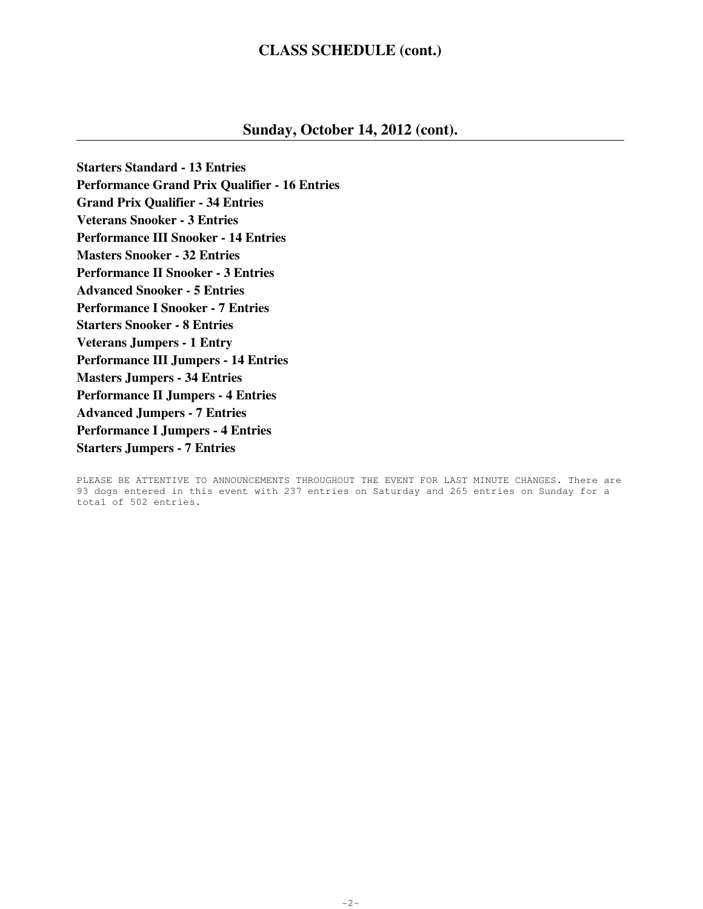# CLASS SCHEDULE (cont.)

## Sunday, October 14, 2012 (cont).

**Starters Standard - 13 Entries**
**Performance Grand Prix Qualifier - 16 Entries**
**Grand Prix Qualifier - 34 Entries**
**Veterans Snooker - 3 Entries**
**Performance III Snooker - 14 Entries**
**Masters Snooker - 32 Entries**
**Performance II Snooker - 3 Entries**
**Advanced Snooker - 5 Entries**
**Performance I Snooker - 7 Entries**
**Starters Snooker - 8 Entries**
**Veterans Jumpers - 1 Entry**
**Performance III Jumpers - 14 Entries**
**Masters Jumpers - 34 Entries**
**Performance II Jumpers - 4 Entries**
**Advanced Jumpers - 7 Entries**
**Performance I Jumpers - 4 Entries**
**Starters Jumpers - 7 Entries**

PLEASE BE ATTENTIVE TO ANNOUNCEMENTS THROUGHOUT THE EVENT FOR LAST MINUTE CHANGES. There are 93 dogs entered in this event with 237 entries on Saturday and 265 entries on Sunday for a total of 502 entries.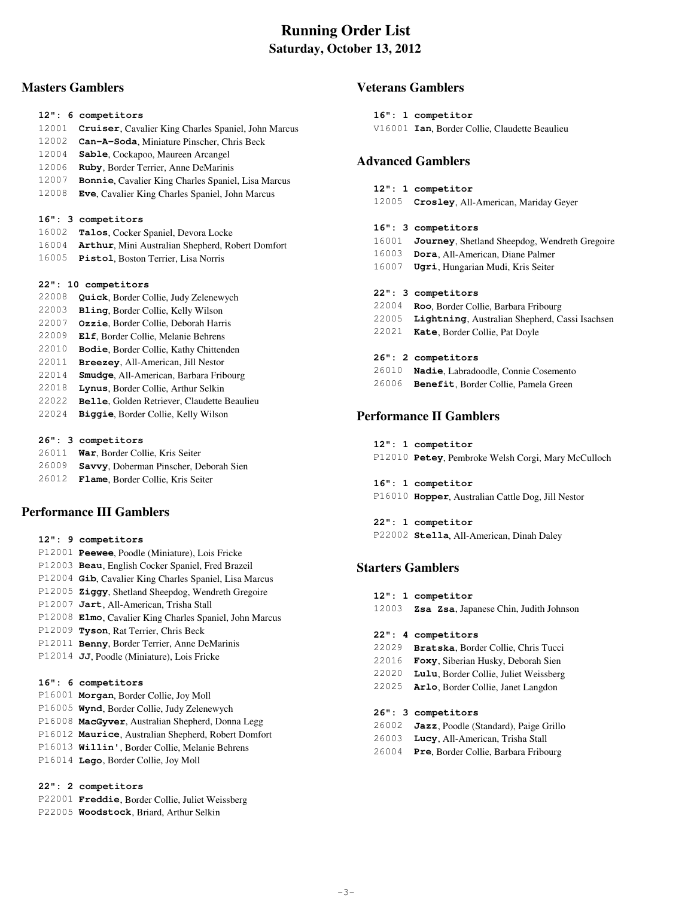# Running Order List

## Saturday, October 13, 2012

### Masters Gamblers

**12": 6 competitors**

12001 **Cruiser**, Cavalier King Charles Spaniel, John Marcus
12002 **Can-A-Soda**, Miniature Pinscher, Chris Beck
12004 **Sable**, Cockapoo, Maureen Arcangel
12006 **Ruby**, Border Terrier, Anne DeMarinis
12007 **Bonnie**, Cavalier King Charles Spaniel, Lisa Marcus
12008 **Eve**, Cavalier King Charles Spaniel, John Marcus

**16": 3 competitors**

16002 **Talos**, Cocker Spaniel, Devora Locke
16004 **Arthur**, Mini Australian Shepherd, Robert Domfort
16005 **Pistol**, Boston Terrier, Lisa Norris

**22": 10 competitors**

22008 **Quick**, Border Collie, Judy Zelenewych
22003 **Bling**, Border Collie, Kelly Wilson
22007 **Ozzie**, Border Collie, Deborah Harris
22009 **Elf**, Border Collie, Melanie Behrens
22010 **Bodie**, Border Collie, Kathy Chittenden
22011 **Breezey**, All-American, Jill Nestor
22014 **Smudge**, All-American, Barbara Fribourg
22018 **Lynus**, Border Collie, Arthur Selkin
22022 **Belle**, Golden Retriever, Claudette Beaulieu
22024 **Biggie**, Border Collie, Kelly Wilson

**26": 3 competitors**

26011 **War**, Border Collie, Kris Seiter
26009 **Savvy**, Doberman Pinscher, Deborah Sien
26012 **Flame**, Border Collie, Kris Seiter

### Performance III Gamblers

**12": 9 competitors**

P12001 **Peewee**, Poodle (Miniature), Lois Fricke
P12003 **Beau**, English Cocker Spaniel, Fred Brazeil
P12004 **Gib**, Cavalier King Charles Spaniel, Lisa Marcus
P12005 **Ziggy**, Shetland Sheepdog, Wendreth Gregoire
P12007 **Jart**, All-American, Trisha Stall
P12008 **Elmo**, Cavalier King Charles Spaniel, John Marcus
P12009 **Tyson**, Rat Terrier, Chris Beck
P12011 **Benny**, Border Terrier, Anne DeMarinis
P12014 **JJ**, Poodle (Miniature), Lois Fricke

**16": 6 competitors**

P16001 **Morgan**, Border Collie, Joy Moll
P16005 **Wynd**, Border Collie, Judy Zelenewych
P16008 **MacGyver**, Australian Shepherd, Donna Legg
P16012 **Maurice**, Australian Shepherd, Robert Domfort
P16013 **Willin'**, Border Collie, Melanie Behrens
P16014 **Lego**, Border Collie, Joy Moll

**22": 2 competitors**

P22001 **Freddie**, Border Collie, Juliet Weissberg
P22005 **Woodstock**, Briard, Arthur Selkin

### Veterans Gamblers

**16": 1 competitor**

V16001 **Ian**, Border Collie, Claudette Beaulieu

### Advanced Gamblers

**12": 1 competitor**

12005 **Crosley**, All-American, Mariday Geyer

**16": 3 competitors**

16001 **Journey**, Shetland Sheepdog, Wendreth Gregoire
16003 **Dora**, All-American, Diane Palmer
16007 **Ugri**, Hungarian Mudi, Kris Seiter

**22": 3 competitors**

22004 **Roo**, Border Collie, Barbara Fribourg
22005 **Lightning**, Australian Shepherd, Cassi Isachsen
22021 **Kate**, Border Collie, Pat Doyle

**26": 2 competitors**

26010 **Nadie**, Labradoodle, Connie Cosemento
26006 **Benefit**, Border Collie, Pamela Green

### Performance II Gamblers

**12": 1 competitor**

P12010 **Petey**, Pembroke Welsh Corgi, Mary McCulloch

**16": 1 competitor**

P16010 **Hopper**, Australian Cattle Dog, Jill Nestor

**22": 1 competitor**

P22002 **Stella**, All-American, Dinah Daley

### Starters Gamblers

**12": 1 competitor**

12003 **Zsa Zsa**, Japanese Chin, Judith Johnson

**22": 4 competitors**

22029 **Bratska**, Border Collie, Chris Tucci
22016 **Foxy**, Siberian Husky, Deborah Sien
22020 **Lulu**, Border Collie, Juliet Weissberg
22025 **Arlo**, Border Collie, Janet Langdon

**26": 3 competitors**

26002 **Jazz**, Poodle (Standard), Paige Grillo
26003 **Lucy**, All-American, Trisha Stall
26004 **Pre**, Border Collie, Barbara Fribourg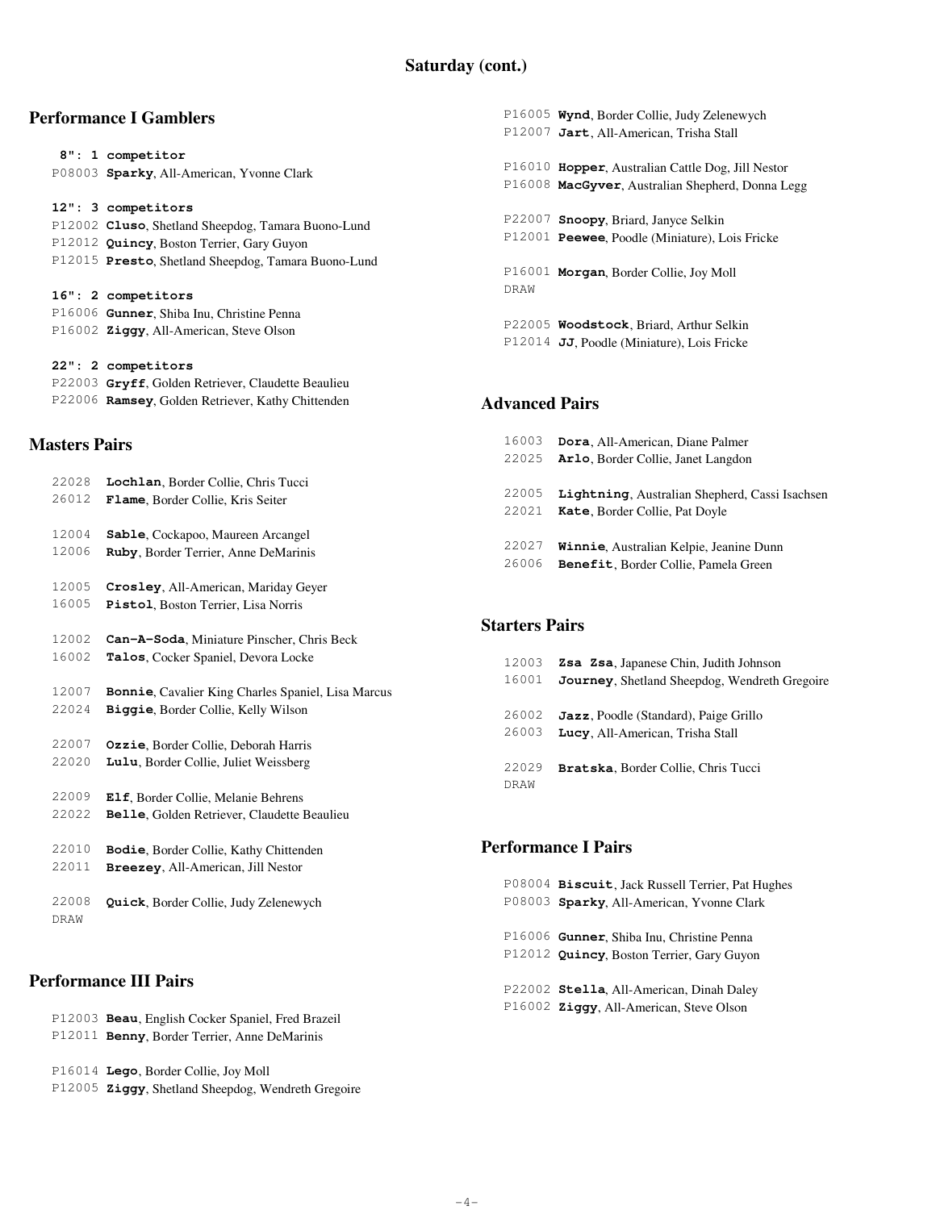## Saturday (cont.)

### Performance I Gamblers

**8": 1 competitor**
P08003 **Sparky**, All-American, Yvonne Clark

**12": 3 competitors**
P12002 **Cluso**, Shetland Sheepdog, Tamara Buono-Lund
P12012 **Quincy**, Boston Terrier, Gary Guyon
P12015 **Presto**, Shetland Sheepdog, Tamara Buono-Lund

**16": 2 competitors**
P16006 **Gunner**, Shiba Inu, Christine Penna
P16002 **Ziggy**, All-American, Steve Olson

**22": 2 competitors**
P22003 **Gryff**, Golden Retriever, Claudette Beaulieu
P22006 **Ramsey**, Golden Retriever, Kathy Chittenden

### Masters Pairs

22028 **Lochlan**, Border Collie, Chris Tucci
26012 **Flame**, Border Collie, Kris Seiter

12004 **Sable**, Cockapoo, Maureen Arcangel
12006 **Ruby**, Border Terrier, Anne DeMarinis

12005 **Crosley**, All-American, Mariday Geyer
16005 **Pistol**, Boston Terrier, Lisa Norris

12002 **Can-A-Soda**, Miniature Pinscher, Chris Beck
16002 **Talos**, Cocker Spaniel, Devora Locke

12007 **Bonnie**, Cavalier King Charles Spaniel, Lisa Marcus
22024 **Biggie**, Border Collie, Kelly Wilson

22007 **Ozzie**, Border Collie, Deborah Harris
22020 **Lulu**, Border Collie, Juliet Weissberg

22009 **Elf**, Border Collie, Melanie Behrens
22022 **Belle**, Golden Retriever, Claudette Beaulieu

22010 **Bodie**, Border Collie, Kathy Chittenden
22011 **Breezey**, All-American, Jill Nestor

22008 **Quick**, Border Collie, Judy Zelenewych
DRAW

### Performance III Pairs

P12003 **Beau**, English Cocker Spaniel, Fred Brazeil
P12011 **Benny**, Border Terrier, Anne DeMarinis

P16014 **Lego**, Border Collie, Joy Moll
P12005 **Ziggy**, Shetland Sheepdog, Wendreth Gregoire

P16005 **Wynd**, Border Collie, Judy Zelenewych
P12007 **Jart**, All-American, Trisha Stall

P16010 **Hopper**, Australian Cattle Dog, Jill Nestor
P16008 **MacGyver**, Australian Shepherd, Donna Legg

P22007 **Snoopy**, Briard, Janyce Selkin
P12001 **Peewee**, Poodle (Miniature), Lois Fricke

P16001 **Morgan**, Border Collie, Joy Moll
DRAW

P22005 **Woodstock**, Briard, Arthur Selkin
P12014 **JJ**, Poodle (Miniature), Lois Fricke

### Advanced Pairs

16003 **Dora**, All-American, Diane Palmer
22025 **Arlo**, Border Collie, Janet Langdon

22005 **Lightning**, Australian Shepherd, Cassi Isachsen
22021 **Kate**, Border Collie, Pat Doyle

22027 **Winnie**, Australian Kelpie, Jeanine Dunn
26006 **Benefit**, Border Collie, Pamela Green

### Starters Pairs

12003 **Zsa Zsa**, Japanese Chin, Judith Johnson
16001 **Journey**, Shetland Sheepdog, Wendreth Gregoire

26002 **Jazz**, Poodle (Standard), Paige Grillo
26003 **Lucy**, All-American, Trisha Stall

22029 **Bratska**, Border Collie, Chris Tucci
DRAW

### Performance I Pairs

P08004 **Biscuit**, Jack Russell Terrier, Pat Hughes
P08003 **Sparky**, All-American, Yvonne Clark

P16006 **Gunner**, Shiba Inu, Christine Penna
P12012 **Quincy**, Boston Terrier, Gary Guyon

P22002 **Stella**, All-American, Dinah Daley
P16002 **Ziggy**, All-American, Steve Olson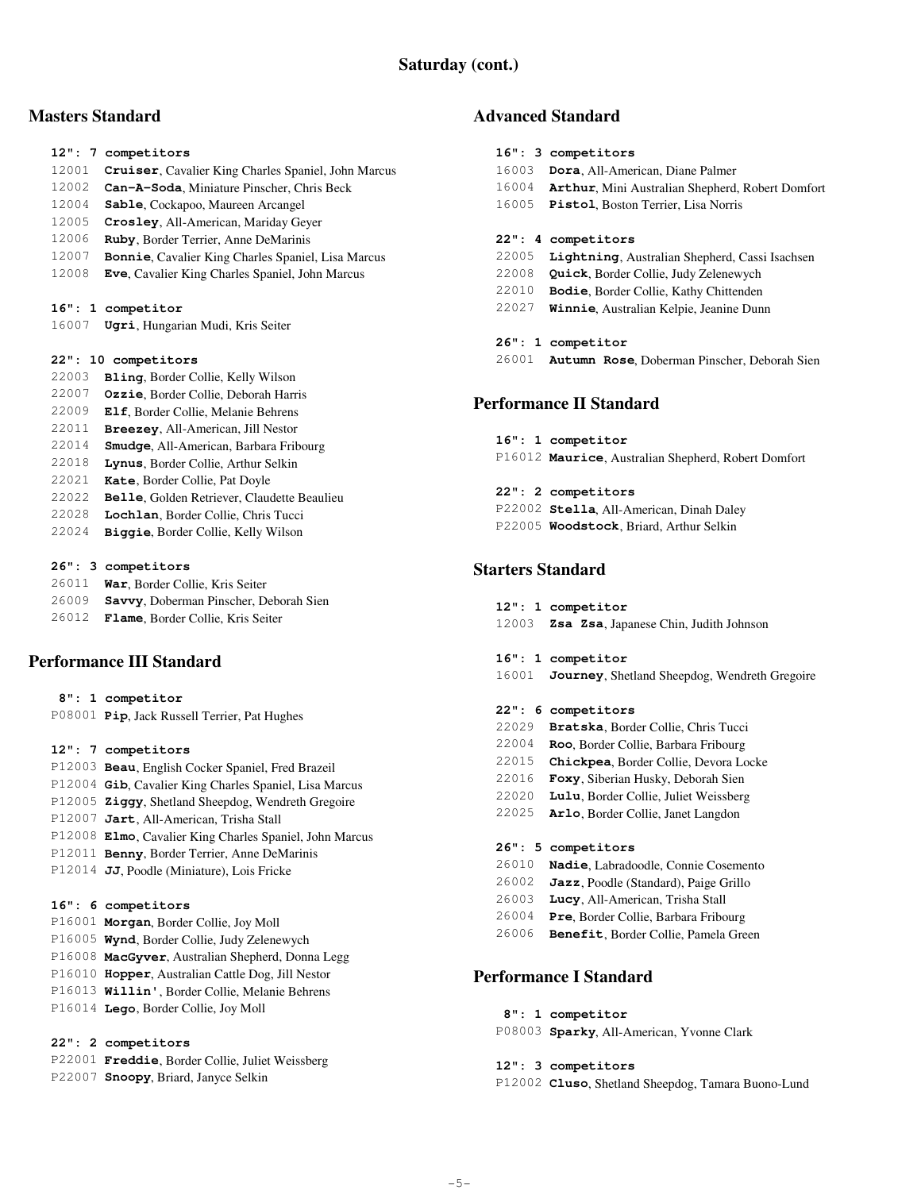## Saturday (cont.)

### Masters Standard

**12": 7 competitors**

12001 **Cruiser**, Cavalier King Charles Spaniel, John Marcus
12002 **Can-A-Soda**, Miniature Pinscher, Chris Beck
12004 **Sable**, Cockapoo, Maureen Arcangel
12005 **Crosley**, All-American, Mariday Geyer
12006 **Ruby**, Border Terrier, Anne DeMarinis
12007 **Bonnie**, Cavalier King Charles Spaniel, Lisa Marcus
12008 **Eve**, Cavalier King Charles Spaniel, John Marcus

**16": 1 competitor**

16007 **Ugri**, Hungarian Mudi, Kris Seiter

**22": 10 competitors**

22003 **Bling**, Border Collie, Kelly Wilson
22007 **Ozzie**, Border Collie, Deborah Harris
22009 **Elf**, Border Collie, Melanie Behrens
22011 **Breezey**, All-American, Jill Nestor
22014 **Smudge**, All-American, Barbara Fribourg
22018 **Lynus**, Border Collie, Arthur Selkin
22021 **Kate**, Border Collie, Pat Doyle
22022 **Belle**, Golden Retriever, Claudette Beaulieu
22028 **Lochlan**, Border Collie, Chris Tucci
22024 **Biggie**, Border Collie, Kelly Wilson

**26": 3 competitors**

26011 **War**, Border Collie, Kris Seiter
26009 **Savvy**, Doberman Pinscher, Deborah Sien
26012 **Flame**, Border Collie, Kris Seiter

### Performance III Standard

**8": 1 competitor**

P08001 **Pip**, Jack Russell Terrier, Pat Hughes

**12": 7 competitors**

P12003 **Beau**, English Cocker Spaniel, Fred Brazeil
P12004 **Gib**, Cavalier King Charles Spaniel, Lisa Marcus
P12005 **Ziggy**, Shetland Sheepdog, Wendreth Gregoire
P12007 **Jart**, All-American, Trisha Stall
P12008 **Elmo**, Cavalier King Charles Spaniel, John Marcus
P12011 **Benny**, Border Terrier, Anne DeMarinis
P12014 **JJ**, Poodle (Miniature), Lois Fricke

**16": 6 competitors**

P16001 **Morgan**, Border Collie, Joy Moll
P16005 **Wynd**, Border Collie, Judy Zelenewych
P16008 **MacGyver**, Australian Shepherd, Donna Legg
P16010 **Hopper**, Australian Cattle Dog, Jill Nestor
P16013 **Willin'**, Border Collie, Melanie Behrens
P16014 **Lego**, Border Collie, Joy Moll

**22": 2 competitors**

P22001 **Freddie**, Border Collie, Juliet Weissberg
P22007 **Snoopy**, Briard, Janyce Selkin

### Advanced Standard

**16": 3 competitors**

16003 **Dora**, All-American, Diane Palmer
16004 **Arthur**, Mini Australian Shepherd, Robert Domfort
16005 **Pistol**, Boston Terrier, Lisa Norris

**22": 4 competitors**

22005 **Lightning**, Australian Shepherd, Cassi Isachsen
22008 **Quick**, Border Collie, Judy Zelenewych
22010 **Bodie**, Border Collie, Kathy Chittenden
22027 **Winnie**, Australian Kelpie, Jeanine Dunn

**26": 1 competitor**

26001 **Autumn Rose**, Doberman Pinscher, Deborah Sien

### Performance II Standard

**16": 1 competitor**

P16012 **Maurice**, Australian Shepherd, Robert Domfort

**22": 2 competitors**

P22002 **Stella**, All-American, Dinah Daley
P22005 **Woodstock**, Briard, Arthur Selkin

### Starters Standard

**12": 1 competitor**

12003 **Zsa Zsa**, Japanese Chin, Judith Johnson

**16": 1 competitor**

16001 **Journey**, Shetland Sheepdog, Wendreth Gregoire

**22": 6 competitors**

22029 **Bratska**, Border Collie, Chris Tucci
22004 **Roo**, Border Collie, Barbara Fribourg
22015 **Chickpea**, Border Collie, Devora Locke
22016 **Foxy**, Siberian Husky, Deborah Sien
22020 **Lulu**, Border Collie, Juliet Weissberg
22025 **Arlo**, Border Collie, Janet Langdon

**26": 5 competitors**

26010 **Nadie**, Labradoodle, Connie Cosemento
26002 **Jazz**, Poodle (Standard), Paige Grillo
26003 **Lucy**, All-American, Trisha Stall
26004 **Pre**, Border Collie, Barbara Fribourg
26006 **Benefit**, Border Collie, Pamela Green

### Performance I Standard

**8": 1 competitor**

P08003 **Sparky**, All-American, Yvonne Clark

**12": 3 competitors**

P12002 **Cluso**, Shetland Sheepdog, Tamara Buono-Lund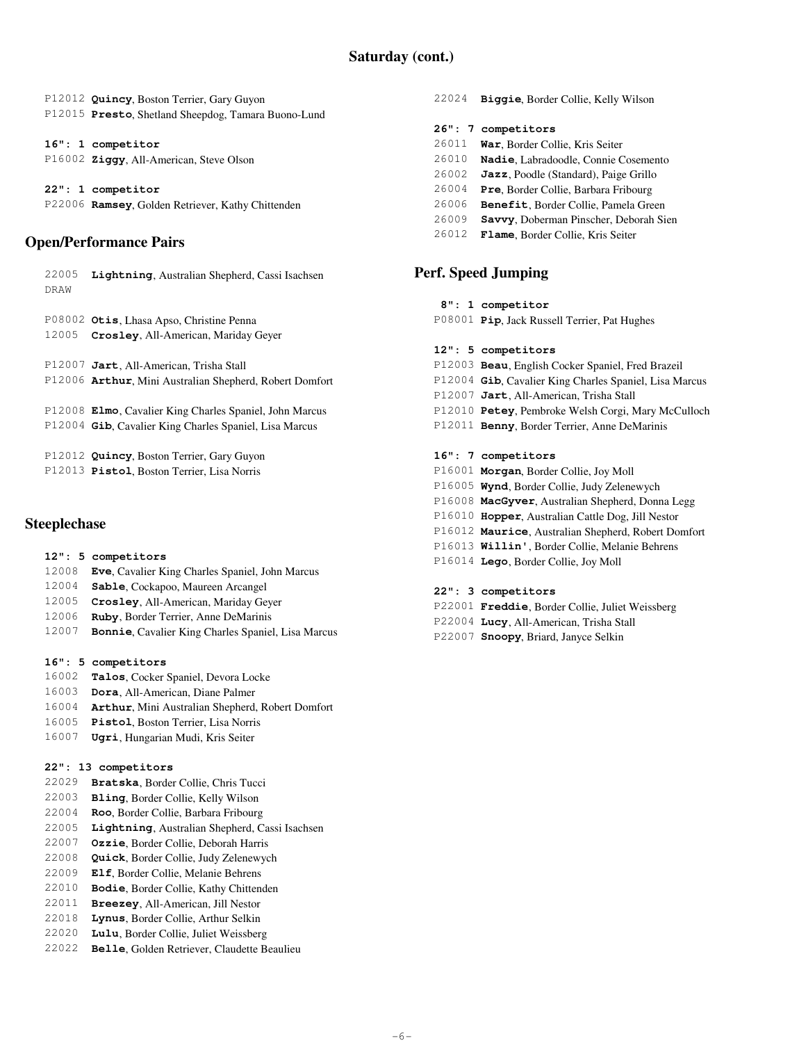## Saturday (cont.)

P12012 **Quincy**, Boston Terrier, Gary Guyon
P12015 **Presto**, Shetland Sheepdog, Tamara Buono-Lund

**16": 1 competitor**
P16002 **Ziggy**, All-American, Steve Olson

**22": 1 competitor**
P22006 **Ramsey**, Golden Retriever, Kathy Chittenden

## Open/Performance Pairs

22005 **Lightning**, Australian Shepherd, Cassi Isachsen
DRAW

P08002 **Otis**, Lhasa Apso, Christine Penna
12005 **Crosley**, All-American, Mariday Geyer

P12007 **Jart**, All-American, Trisha Stall
P12006 **Arthur**, Mini Australian Shepherd, Robert Domfort

P12008 **Elmo**, Cavalier King Charles Spaniel, John Marcus
P12004 **Gib**, Cavalier King Charles Spaniel, Lisa Marcus

P12012 **Quincy**, Boston Terrier, Gary Guyon
P12013 **Pistol**, Boston Terrier, Lisa Norris

## Steeplechase

**12": 5 competitors**
12008 **Eve**, Cavalier King Charles Spaniel, John Marcus
12004 **Sable**, Cockapoo, Maureen Arcangel
12005 **Crosley**, All-American, Mariday Geyer
12006 **Ruby**, Border Terrier, Anne DeMarinis
12007 **Bonnie**, Cavalier King Charles Spaniel, Lisa Marcus

**16": 5 competitors**
16002 **Talos**, Cocker Spaniel, Devora Locke
16003 **Dora**, All-American, Diane Palmer
16004 **Arthur**, Mini Australian Shepherd, Robert Domfort
16005 **Pistol**, Boston Terrier, Lisa Norris
16007 **Ugri**, Hungarian Mudi, Kris Seiter

**22": 13 competitors**
22029 **Bratska**, Border Collie, Chris Tucci
22003 **Bling**, Border Collie, Kelly Wilson
22004 **Roo**, Border Collie, Barbara Fribourg
22005 **Lightning**, Australian Shepherd, Cassi Isachsen
22007 **Ozzie**, Border Collie, Deborah Harris
22008 **Quick**, Border Collie, Judy Zelenewych
22009 **Elf**, Border Collie, Melanie Behrens
22010 **Bodie**, Border Collie, Kathy Chittenden
22011 **Breezey**, All-American, Jill Nestor
22018 **Lynus**, Border Collie, Arthur Selkin
22020 **Lulu**, Border Collie, Juliet Weissberg
22022 **Belle**, Golden Retriever, Claudette Beaulieu
22024 **Biggie**, Border Collie, Kelly Wilson

**26": 7 competitors**
26011 **War**, Border Collie, Kris Seiter
26010 **Nadie**, Labradoodle, Connie Cosemento
26002 **Jazz**, Poodle (Standard), Paige Grillo
26004 **Pre**, Border Collie, Barbara Fribourg
26006 **Benefit**, Border Collie, Pamela Green
26009 **Savvy**, Doberman Pinscher, Deborah Sien
26012 **Flame**, Border Collie, Kris Seiter

## Perf. Speed Jumping

**8": 1 competitor**
P08001 **Pip**, Jack Russell Terrier, Pat Hughes

**12": 5 competitors**
P12003 **Beau**, English Cocker Spaniel, Fred Brazeil
P12004 **Gib**, Cavalier King Charles Spaniel, Lisa Marcus
P12007 **Jart**, All-American, Trisha Stall
P12010 **Petey**, Pembroke Welsh Corgi, Mary McCulloch
P12011 **Benny**, Border Terrier, Anne DeMarinis

**16": 7 competitors**
P16001 **Morgan**, Border Collie, Joy Moll
P16005 **Wynd**, Border Collie, Judy Zelenewych
P16008 **MacGyver**, Australian Shepherd, Donna Legg
P16010 **Hopper**, Australian Cattle Dog, Jill Nestor
P16012 **Maurice**, Australian Shepherd, Robert Domfort
P16013 **Willin'**, Border Collie, Melanie Behrens
P16014 **Lego**, Border Collie, Joy Moll

**22": 3 competitors**
P22001 **Freddie**, Border Collie, Juliet Weissberg
P22004 **Lucy**, All-American, Trisha Stall
P22007 **Snoopy**, Briard, Janyce Selkin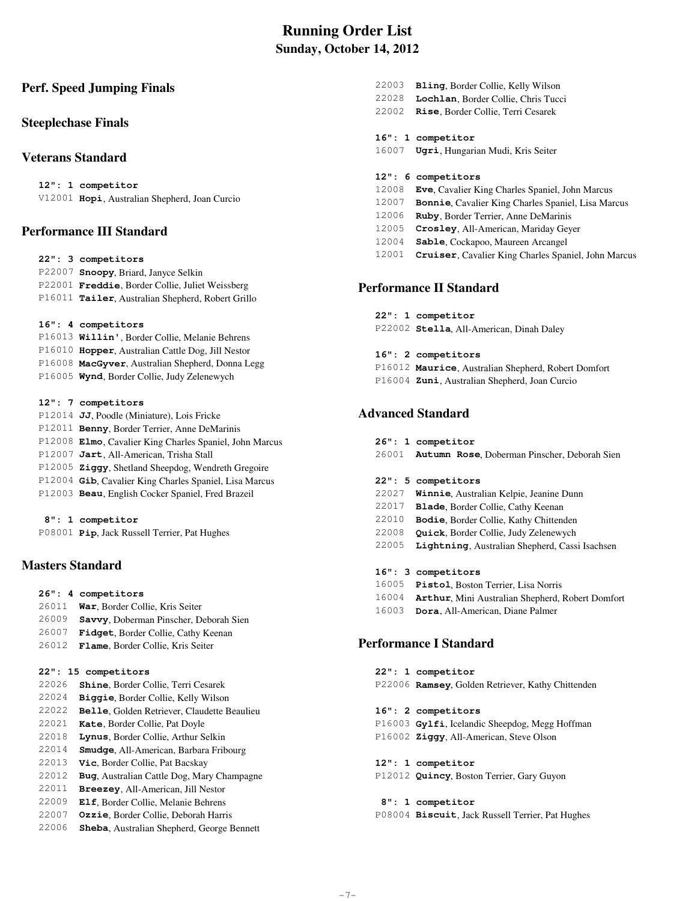# Running Order List

## Sunday, October 14, 2012

### Perf. Speed Jumping Finals

### Steeplechase Finals

### Veterans Standard

**12": 1 competitor**

V12001 **Hopi**, Australian Shepherd, Joan Curcio

### Performance III Standard

**22": 3 competitors**

P22007 **Snoopy**, Briard, Janyce Selkin
P22001 **Freddie**, Border Collie, Juliet Weissberg
P16011 **Tailer**, Australian Shepherd, Robert Grillo

**16": 4 competitors**

P16013 **Willin'**, Border Collie, Melanie Behrens
P16010 **Hopper**, Australian Cattle Dog, Jill Nestor
P16008 **MacGyver**, Australian Shepherd, Donna Legg
P16005 **Wynd**, Border Collie, Judy Zelenewych

**12": 7 competitors**

P12014 **JJ**, Poodle (Miniature), Lois Fricke
P12011 **Benny**, Border Terrier, Anne DeMarinis
P12008 **Elmo**, Cavalier King Charles Spaniel, John Marcus
P12007 **Jart**, All-American, Trisha Stall
P12005 **Ziggy**, Shetland Sheepdog, Wendreth Gregoire
P12004 **Gib**, Cavalier King Charles Spaniel, Lisa Marcus
P12003 **Beau**, English Cocker Spaniel, Fred Brazeil

**8": 1 competitor**

P08001 **Pip**, Jack Russell Terrier, Pat Hughes

### Masters Standard

**26": 4 competitors**

26011 **War**, Border Collie, Kris Seiter
26009 **Savvy**, Doberman Pinscher, Deborah Sien
26007 **Fidget**, Border Collie, Cathy Keenan
26012 **Flame**, Border Collie, Kris Seiter

**22": 15 competitors**

22026 **Shine**, Border Collie, Terri Cesarek
22024 **Biggie**, Border Collie, Kelly Wilson
22022 **Belle**, Golden Retriever, Claudette Beaulieu
22021 **Kate**, Border Collie, Pat Doyle
22018 **Lynus**, Border Collie, Arthur Selkin
22014 **Smudge**, All-American, Barbara Fribourg
22013 **Vic**, Border Collie, Pat Bacskay
22012 **Bug**, Australian Cattle Dog, Mary Champagne
22011 **Breezey**, All-American, Jill Nestor
22009 **Elf**, Border Collie, Melanie Behrens
22007 **Ozzie**, Border Collie, Deborah Harris
22006 **Sheba**, Australian Shepherd, George Bennett
22003 **Bling**, Border Collie, Kelly Wilson
22028 **Lochlan**, Border Collie, Chris Tucci
22002 **Rise**, Border Collie, Terri Cesarek

**16": 1 competitor**

16007 **Ugri**, Hungarian Mudi, Kris Seiter

**12": 6 competitors**

12008 **Eve**, Cavalier King Charles Spaniel, John Marcus
12007 **Bonnie**, Cavalier King Charles Spaniel, Lisa Marcus
12006 **Ruby**, Border Terrier, Anne DeMarinis
12005 **Crosley**, All-American, Mariday Geyer
12004 **Sable**, Cockapoo, Maureen Arcangel
12001 **Cruiser**, Cavalier King Charles Spaniel, John Marcus

### Performance II Standard

**22": 1 competitor**

P22002 **Stella**, All-American, Dinah Daley

**16": 2 competitors**

P16012 **Maurice**, Australian Shepherd, Robert Domfort
P16004 **Zuni**, Australian Shepherd, Joan Curcio

### Advanced Standard

**26": 1 competitor**

26001 **Autumn Rose**, Doberman Pinscher, Deborah Sien

**22": 5 competitors**

22027 **Winnie**, Australian Kelpie, Jeanine Dunn
22017 **Blade**, Border Collie, Cathy Keenan
22010 **Bodie**, Border Collie, Kathy Chittenden
22008 **Quick**, Border Collie, Judy Zelenewych
22005 **Lightning**, Australian Shepherd, Cassi Isachsen

**16": 3 competitors**

16005 **Pistol**, Boston Terrier, Lisa Norris
16004 **Arthur**, Mini Australian Shepherd, Robert Domfort
16003 **Dora**, All-American, Diane Palmer

### Performance I Standard

**22": 1 competitor**

P22006 **Ramsey**, Golden Retriever, Kathy Chittenden

**16": 2 competitors**

P16003 **Gylfi**, Icelandic Sheepdog, Megg Hoffman
P16002 **Ziggy**, All-American, Steve Olson

**12": 1 competitor**

P12012 **Quincy**, Boston Terrier, Gary Guyon

**8": 1 competitor**

P08004 **Biscuit**, Jack Russell Terrier, Pat Hughes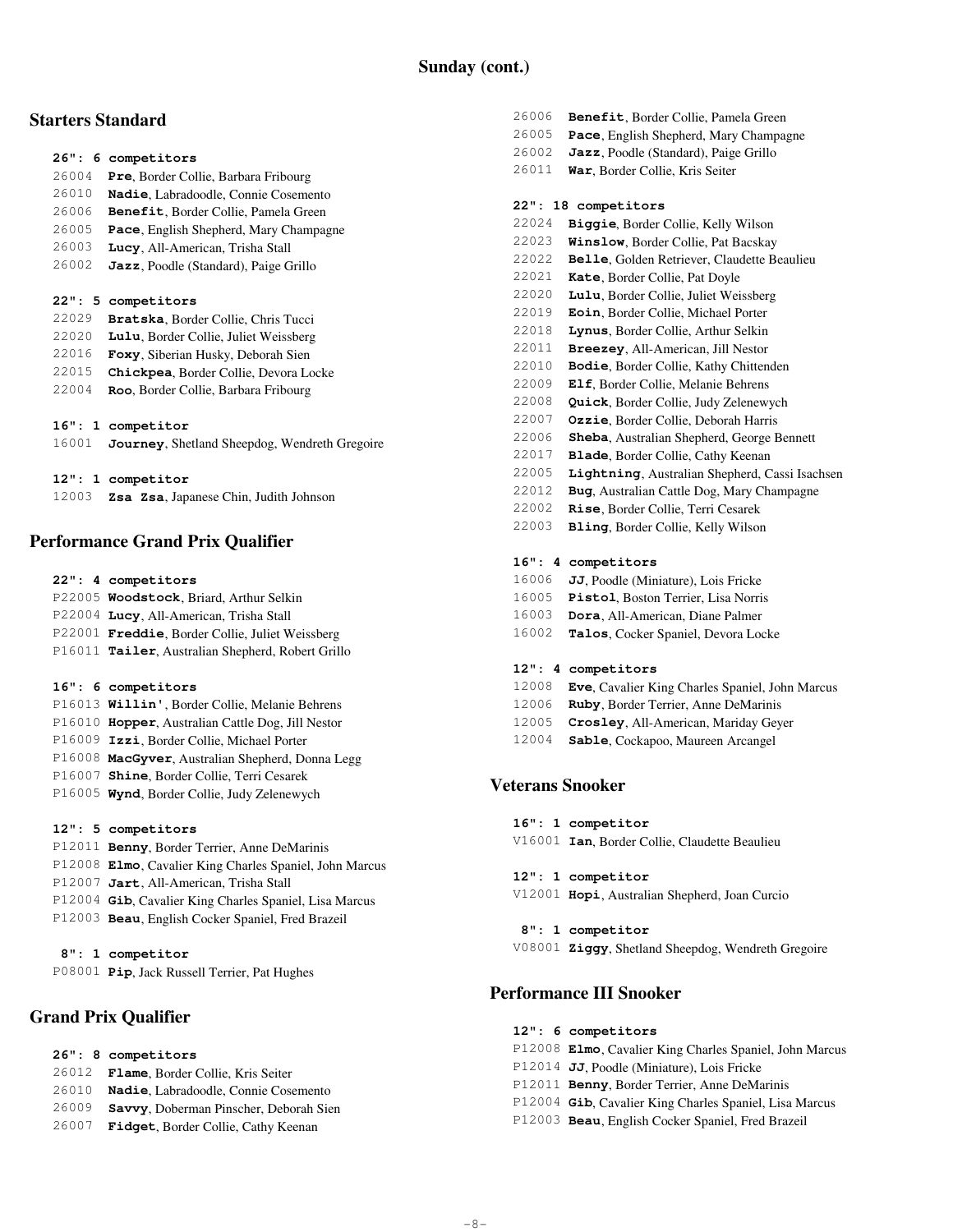## Sunday (cont.)

### Starters Standard

**26": 6 competitors**

26004 **Pre**, Border Collie, Barbara Fribourg
26010 **Nadie**, Labradoodle, Connie Cosemento
26006 **Benefit**, Border Collie, Pamela Green
26005 **Pace**, English Shepherd, Mary Champagne
26003 **Lucy**, All-American, Trisha Stall
26002 **Jazz**, Poodle (Standard), Paige Grillo

**22": 5 competitors**

22029 **Bratska**, Border Collie, Chris Tucci
22020 **Lulu**, Border Collie, Juliet Weissberg
22016 **Foxy**, Siberian Husky, Deborah Sien
22015 **Chickpea**, Border Collie, Devora Locke
22004 **Roo**, Border Collie, Barbara Fribourg

**16": 1 competitor**

16001 **Journey**, Shetland Sheepdog, Wendreth Gregoire

**12": 1 competitor**

12003 **Zsa Zsa**, Japanese Chin, Judith Johnson

### Performance Grand Prix Qualifier

**22": 4 competitors**

P22005 **Woodstock**, Briard, Arthur Selkin
P22004 **Lucy**, All-American, Trisha Stall
P22001 **Freddie**, Border Collie, Juliet Weissberg
P16011 **Tailer**, Australian Shepherd, Robert Grillo

**16": 6 competitors**

P16013 **Willin'**, Border Collie, Melanie Behrens
P16010 **Hopper**, Australian Cattle Dog, Jill Nestor
P16009 **Izzi**, Border Collie, Michael Porter
P16008 **MacGyver**, Australian Shepherd, Donna Legg
P16007 **Shine**, Border Collie, Terri Cesarek
P16005 **Wynd**, Border Collie, Judy Zelenewych

**12": 5 competitors**

P12011 **Benny**, Border Terrier, Anne DeMarinis
P12008 **Elmo**, Cavalier King Charles Spaniel, John Marcus
P12007 **Jart**, All-American, Trisha Stall
P12004 **Gib**, Cavalier King Charles Spaniel, Lisa Marcus
P12003 **Beau**, English Cocker Spaniel, Fred Brazeil

**8": 1 competitor**

P08001 **Pip**, Jack Russell Terrier, Pat Hughes

### Grand Prix Qualifier

**26": 8 competitors**

26012 **Flame**, Border Collie, Kris Seiter
26010 **Nadie**, Labradoodle, Connie Cosemento
26009 **Savvy**, Doberman Pinscher, Deborah Sien
26007 **Fidget**, Border Collie, Cathy Keenan
26006 **Benefit**, Border Collie, Pamela Green
26005 **Pace**, English Shepherd, Mary Champagne
26002 **Jazz**, Poodle (Standard), Paige Grillo
26011 **War**, Border Collie, Kris Seiter

**22": 18 competitors**

22024 **Biggie**, Border Collie, Kelly Wilson
22023 **Winslow**, Border Collie, Pat Bacskay
22022 **Belle**, Golden Retriever, Claudette Beaulieu
22021 **Kate**, Border Collie, Pat Doyle
22020 **Lulu**, Border Collie, Juliet Weissberg
22019 **Eoin**, Border Collie, Michael Porter
22018 **Lynus**, Border Collie, Arthur Selkin
22011 **Breezey**, All-American, Jill Nestor
22010 **Bodie**, Border Collie, Kathy Chittenden
22009 **Elf**, Border Collie, Melanie Behrens
22008 **Quick**, Border Collie, Judy Zelenewych
22007 **Ozzie**, Border Collie, Deborah Harris
22006 **Sheba**, Australian Shepherd, George Bennett
22017 **Blade**, Border Collie, Cathy Keenan
22005 **Lightning**, Australian Shepherd, Cassi Isachsen
22012 **Bug**, Australian Cattle Dog, Mary Champagne
22002 **Rise**, Border Collie, Terri Cesarek
22003 **Bling**, Border Collie, Kelly Wilson

**16": 4 competitors**

16006 **JJ**, Poodle (Miniature), Lois Fricke
16005 **Pistol**, Boston Terrier, Lisa Norris
16003 **Dora**, All-American, Diane Palmer
16002 **Talos**, Cocker Spaniel, Devora Locke

**12": 4 competitors**

12008 **Eve**, Cavalier King Charles Spaniel, John Marcus
12006 **Ruby**, Border Terrier, Anne DeMarinis
12005 **Crosley**, All-American, Mariday Geyer
12004 **Sable**, Cockapoo, Maureen Arcangel

### Veterans Snooker

**16": 1 competitor**

V16001 **Ian**, Border Collie, Claudette Beaulieu

**12": 1 competitor**

V12001 **Hopi**, Australian Shepherd, Joan Curcio

**8": 1 competitor**

V08001 **Ziggy**, Shetland Sheepdog, Wendreth Gregoire

### Performance III Snooker

**12": 6 competitors**

P12008 **Elmo**, Cavalier King Charles Spaniel, John Marcus
P12014 **JJ**, Poodle (Miniature), Lois Fricke
P12011 **Benny**, Border Terrier, Anne DeMarinis
P12004 **Gib**, Cavalier King Charles Spaniel, Lisa Marcus
P12003 **Beau**, English Cocker Spaniel, Fred Brazeil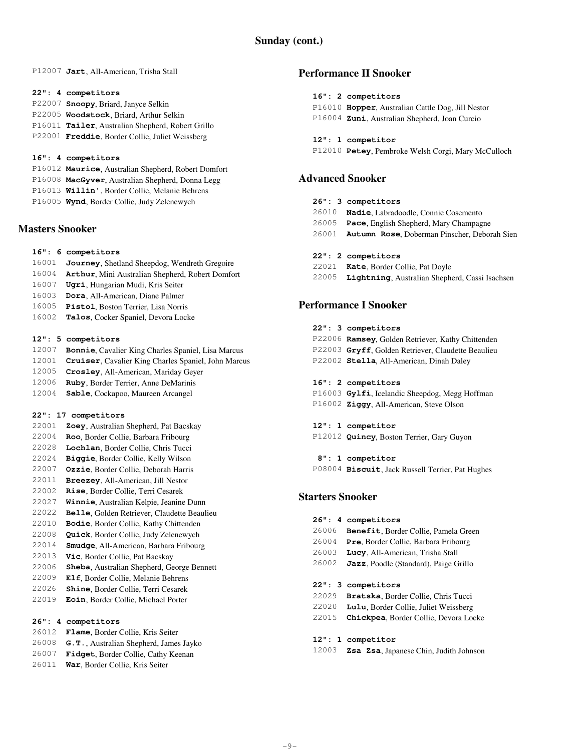## Sunday (cont.)

P12007 **Jart**, All-American, Trisha Stall

**22": 4 competitors**

P22007 **Snoopy**, Briard, Janyce Selkin
P22005 **Woodstock**, Briard, Arthur Selkin
P16011 **Tailer**, Australian Shepherd, Robert Grillo
P22001 **Freddie**, Border Collie, Juliet Weissberg

**16": 4 competitors**

P16012 **Maurice**, Australian Shepherd, Robert Domfort
P16008 **MacGyver**, Australian Shepherd, Donna Legg
P16013 **Willin'**, Border Collie, Melanie Behrens
P16005 **Wynd**, Border Collie, Judy Zelenewych

### Masters Snooker

**16": 6 competitors**

16001 **Journey**, Shetland Sheepdog, Wendreth Gregoire
16004 **Arthur**, Mini Australian Shepherd, Robert Domfort
16007 **Ugri**, Hungarian Mudi, Kris Seiter
16003 **Dora**, All-American, Diane Palmer
16005 **Pistol**, Boston Terrier, Lisa Norris
16002 **Talos**, Cocker Spaniel, Devora Locke

**12": 5 competitors**

12007 **Bonnie**, Cavalier King Charles Spaniel, Lisa Marcus
12001 **Cruiser**, Cavalier King Charles Spaniel, John Marcus
12005 **Crosley**, All-American, Mariday Geyer
12006 **Ruby**, Border Terrier, Anne DeMarinis
12004 **Sable**, Cockapoo, Maureen Arcangel

**22": 17 competitors**

22001 **Zoey**, Australian Shepherd, Pat Bacskay
22004 **Roo**, Border Collie, Barbara Fribourg
22028 **Lochlan**, Border Collie, Chris Tucci
22024 **Biggie**, Border Collie, Kelly Wilson
22007 **Ozzie**, Border Collie, Deborah Harris
22011 **Breezey**, All-American, Jill Nestor
22002 **Rise**, Border Collie, Terri Cesarek
22027 **Winnie**, Australian Kelpie, Jeanine Dunn
22022 **Belle**, Golden Retriever, Claudette Beaulieu
22010 **Bodie**, Border Collie, Kathy Chittenden
22008 **Quick**, Border Collie, Judy Zelenewych
22014 **Smudge**, All-American, Barbara Fribourg
22013 **Vic**, Border Collie, Pat Bacskay
22006 **Sheba**, Australian Shepherd, George Bennett
22009 **Elf**, Border Collie, Melanie Behrens
22026 **Shine**, Border Collie, Terri Cesarek
22019 **Eoin**, Border Collie, Michael Porter

**26": 4 competitors**

26012 **Flame**, Border Collie, Kris Seiter
26008 **G.T.**, Australian Shepherd, James Jayko
26007 **Fidget**, Border Collie, Cathy Keenan
26011 **War**, Border Collie, Kris Seiter

### Performance II Snooker

**16": 2 competitors**

P16010 **Hopper**, Australian Cattle Dog, Jill Nestor
P16004 **Zuni**, Australian Shepherd, Joan Curcio

**12": 1 competitor**

P12010 **Petey**, Pembroke Welsh Corgi, Mary McCulloch

### Advanced Snooker

**26": 3 competitors**

26010 **Nadie**, Labradoodle, Connie Cosemento
26005 **Pace**, English Shepherd, Mary Champagne
26001 **Autumn Rose**, Doberman Pinscher, Deborah Sien

**22": 2 competitors**

22021 **Kate**, Border Collie, Pat Doyle
22005 **Lightning**, Australian Shepherd, Cassi Isachsen

### Performance I Snooker

**22": 3 competitors**

P22006 **Ramsey**, Golden Retriever, Kathy Chittenden
P22003 **Gryff**, Golden Retriever, Claudette Beaulieu
P22002 **Stella**, All-American, Dinah Daley

**16": 2 competitors**

P16003 **Gylfi**, Icelandic Sheepdog, Megg Hoffman
P16002 **Ziggy**, All-American, Steve Olson

**12": 1 competitor**

P12012 **Quincy**, Boston Terrier, Gary Guyon

**8": 1 competitor**

P08004 **Biscuit**, Jack Russell Terrier, Pat Hughes

### Starters Snooker

**26": 4 competitors**

26006 **Benefit**, Border Collie, Pamela Green
26004 **Pre**, Border Collie, Barbara Fribourg
26003 **Lucy**, All-American, Trisha Stall
26002 **Jazz**, Poodle (Standard), Paige Grillo

**22": 3 competitors**

22029 **Bratska**, Border Collie, Chris Tucci
22020 **Lulu**, Border Collie, Juliet Weissberg
22015 **Chickpea**, Border Collie, Devora Locke

**12": 1 competitor**

12003 **Zsa Zsa**, Japanese Chin, Judith Johnson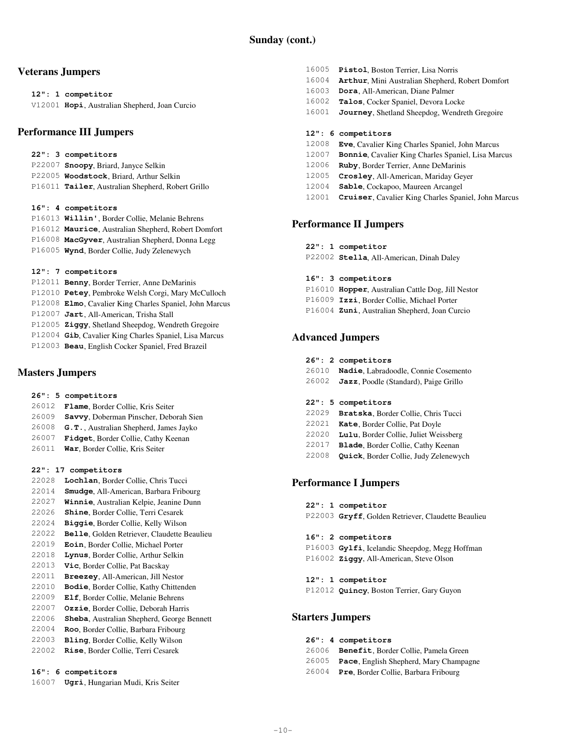# Sunday (cont.)

## Veterans Jumpers

**12": 1 competitor**

V12001 **Hopi**, Australian Shepherd, Joan Curcio

## Performance III Jumpers

**22": 3 competitors**

P22007 **Snoopy**, Briard, Janyce Selkin
P22005 **Woodstock**, Briard, Arthur Selkin
P16011 **Tailer**, Australian Shepherd, Robert Grillo

**16": 4 competitors**

P16013 **Willin'**, Border Collie, Melanie Behrens
P16012 **Maurice**, Australian Shepherd, Robert Domfort
P16008 **MacGyver**, Australian Shepherd, Donna Legg
P16005 **Wynd**, Border Collie, Judy Zelenewych

**12": 7 competitors**

P12011 **Benny**, Border Terrier, Anne DeMarinis
P12010 **Petey**, Pembroke Welsh Corgi, Mary McCulloch
P12008 **Elmo**, Cavalier King Charles Spaniel, John Marcus
P12007 **Jart**, All-American, Trisha Stall
P12005 **Ziggy**, Shetland Sheepdog, Wendreth Gregoire
P12004 **Gib**, Cavalier King Charles Spaniel, Lisa Marcus
P12003 **Beau**, English Cocker Spaniel, Fred Brazeil

## Masters Jumpers

**26": 5 competitors**

26012 **Flame**, Border Collie, Kris Seiter
26009 **Savvy**, Doberman Pinscher, Deborah Sien
26008 **G.T.**, Australian Shepherd, James Jayko
26007 **Fidget**, Border Collie, Cathy Keenan
26011 **War**, Border Collie, Kris Seiter

**22": 17 competitors**

22028 **Lochlan**, Border Collie, Chris Tucci
22014 **Smudge**, All-American, Barbara Fribourg
22027 **Winnie**, Australian Kelpie, Jeanine Dunn
22026 **Shine**, Border Collie, Terri Cesarek
22024 **Biggie**, Border Collie, Kelly Wilson
22022 **Belle**, Golden Retriever, Claudette Beaulieu
22019 **Eoin**, Border Collie, Michael Porter
22018 **Lynus**, Border Collie, Arthur Selkin
22013 **Vic**, Border Collie, Pat Bacskay
22011 **Breezey**, All-American, Jill Nestor
22010 **Bodie**, Border Collie, Kathy Chittenden
22009 **Elf**, Border Collie, Melanie Behrens
22007 **Ozzie**, Border Collie, Deborah Harris
22006 **Sheba**, Australian Shepherd, George Bennett
22004 **Roo**, Border Collie, Barbara Fribourg
22003 **Bling**, Border Collie, Kelly Wilson
22002 **Rise**, Border Collie, Terri Cesarek

**16": 6 competitors**

16007 **Ugri**, Hungarian Mudi, Kris Seiter
16005 **Pistol**, Boston Terrier, Lisa Norris
16004 **Arthur**, Mini Australian Shepherd, Robert Domfort
16003 **Dora**, All-American, Diane Palmer
16002 **Talos**, Cocker Spaniel, Devora Locke
16001 **Journey**, Shetland Sheepdog, Wendreth Gregoire

**12": 6 competitors**

12008 **Eve**, Cavalier King Charles Spaniel, John Marcus
12007 **Bonnie**, Cavalier King Charles Spaniel, Lisa Marcus
12006 **Ruby**, Border Terrier, Anne DeMarinis
12005 **Crosley**, All-American, Mariday Geyer
12004 **Sable**, Cockapoo, Maureen Arcangel
12001 **Cruiser**, Cavalier King Charles Spaniel, John Marcus

## Performance II Jumpers

**22": 1 competitor**

P22002 **Stella**, All-American, Dinah Daley

**16": 3 competitors**

P16010 **Hopper**, Australian Cattle Dog, Jill Nestor
P16009 **Izzi**, Border Collie, Michael Porter
P16004 **Zuni**, Australian Shepherd, Joan Curcio

## Advanced Jumpers

**26": 2 competitors**

26010 **Nadie**, Labradoodle, Connie Cosemento
26002 **Jazz**, Poodle (Standard), Paige Grillo

**22": 5 competitors**

22029 **Bratska**, Border Collie, Chris Tucci
22021 **Kate**, Border Collie, Pat Doyle
22020 **Lulu**, Border Collie, Juliet Weissberg
22017 **Blade**, Border Collie, Cathy Keenan
22008 **Quick**, Border Collie, Judy Zelenewych

## Performance I Jumpers

**22": 1 competitor**

P22003 **Gryff**, Golden Retriever, Claudette Beaulieu

**16": 2 competitors**

P16003 **Gylfi**, Icelandic Sheepdog, Megg Hoffman
P16002 **Ziggy**, All-American, Steve Olson

**12": 1 competitor**

P12012 **Quincy**, Boston Terrier, Gary Guyon

## Starters Jumpers

**26": 4 competitors**

26006 **Benefit**, Border Collie, Pamela Green
26005 **Pace**, English Shepherd, Mary Champagne
26004 **Pre**, Border Collie, Barbara Fribourg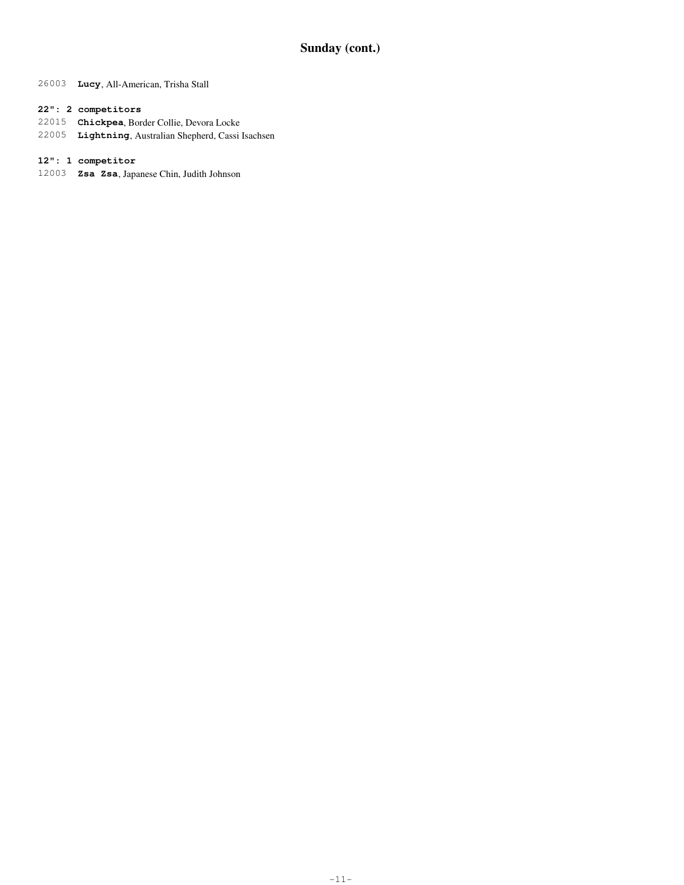## Sunday (cont.)

26003 **Lucy**, All-American, Trisha Stall

**22": 2 competitors**

22015 **Chickpea**, Border Collie, Devora Locke
22005 **Lightning**, Australian Shepherd, Cassi Isachsen

**12": 1 competitor**

12003 **Zsa Zsa**, Japanese Chin, Judith Johnson